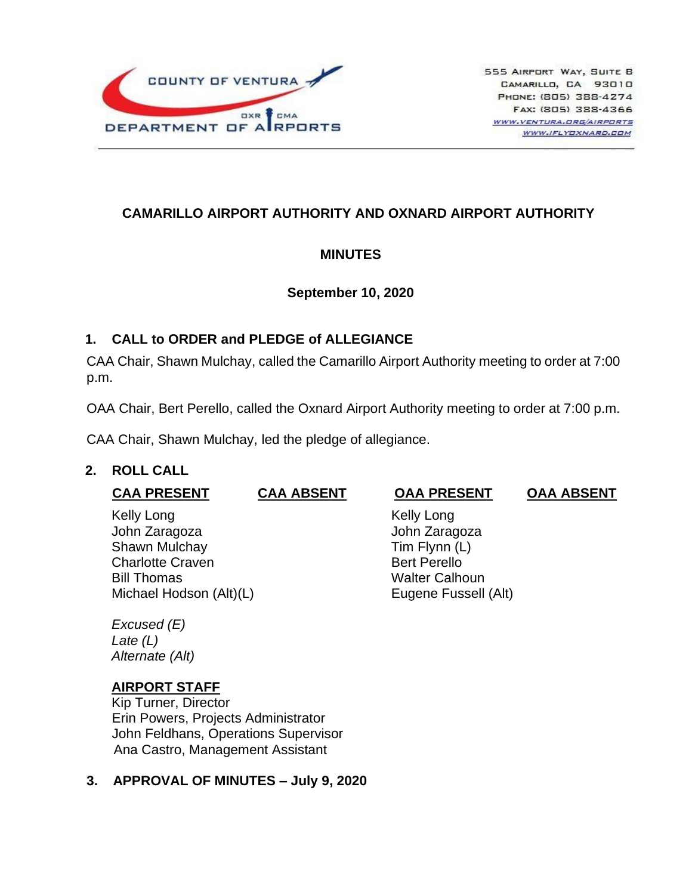COUNTY OF VENTURA
DEPARTMENT OF AIRPORTS
OXR CMA

555 Airport Way, Suite B
Camarillo, CA 93010
Phone: (805) 388-4274
Fax: (805) 388-4366
www.ventura.org/airports
www.iflyoxnard.com

# CAMARILLO AIRPORT AUTHORITY AND OXNARD AIRPORT AUTHORITY

## MINUTES

**September 10, 2020**

## 1. CALL to ORDER and PLEDGE of ALLEGIANCE

CAA Chair, Shawn Mulchay, called the Camarillo Airport Authority meeting to order at 7:00 p.m.

OAA Chair, Bert Perello, called the Oxnard Airport Authority meeting to order at 7:00 p.m.

CAA Chair, Shawn Mulchay, led the pledge of allegiance.

## 2. ROLL CALL

| CAA PRESENT | CAA ABSENT | OAA PRESENT | OAA ABSENT |
|---|---|---|---|
| Kelly Long | | Kelly Long | |
| John Zaragoza | | John Zaragoza | |
| Shawn Mulchay | | Tim Flynn (L) | |
| Charlotte Craven | | Bert Perello | |
| Bill Thomas | | Walter Calhoun | |
| Michael Hodson (Alt)(L) | | Eugene Fussell (Alt) | |

*Excused (E)*
*Late (L)*
*Alternate (Alt)*

**AIRPORT STAFF**
Kip Turner, Director
Erin Powers, Projects Administrator
John Feldhans, Operations Supervisor
Ana Castro, Management Assistant

## 3. APPROVAL OF MINUTES – July 9, 2020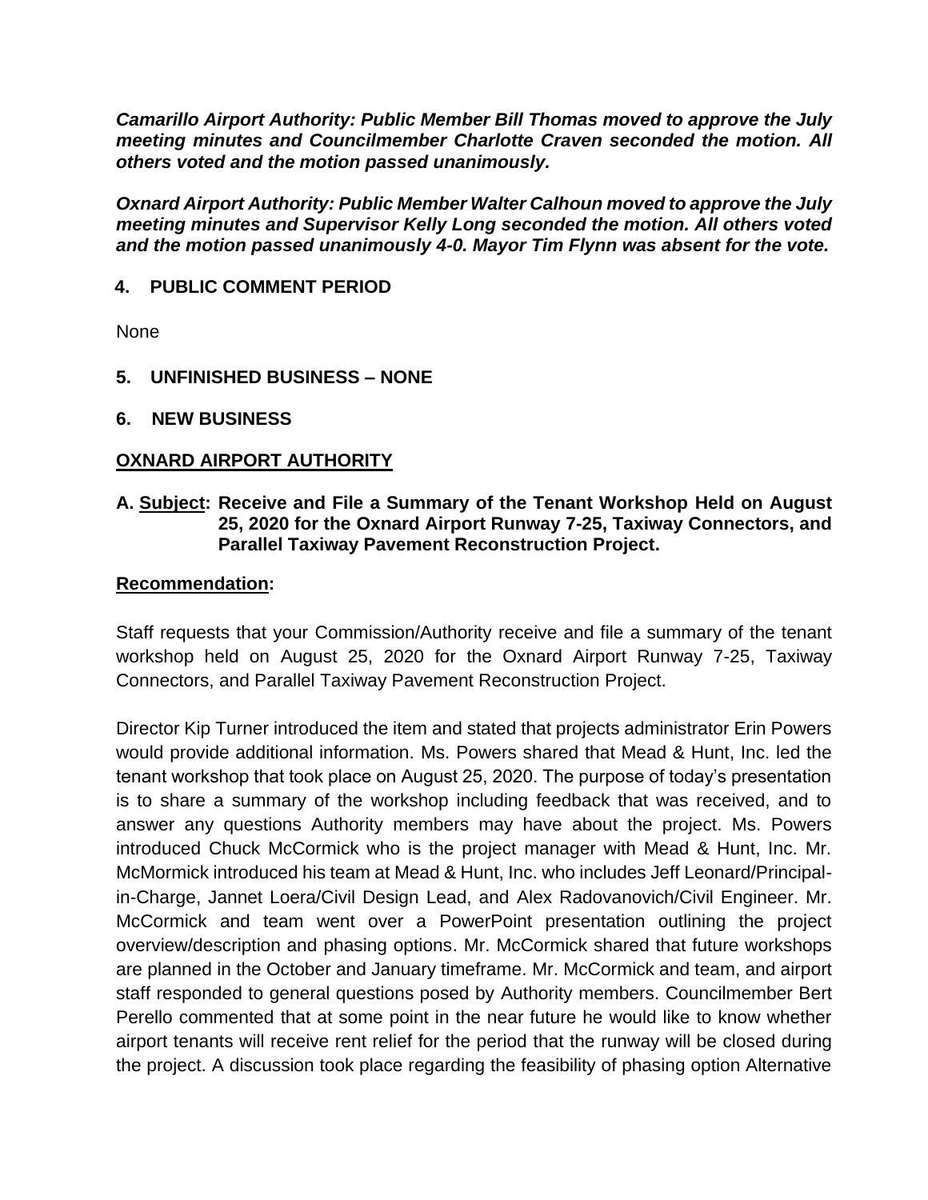***Camarillo Airport Authority: Public Member Bill Thomas moved to approve the July meeting minutes and Councilmember Charlotte Craven seconded the motion. All others voted and the motion passed unanimously.***

***Oxnard Airport Authority: Public Member Walter Calhoun moved to approve the July meeting minutes and Supervisor Kelly Long seconded the motion. All others voted and the motion passed unanimously 4-0. Mayor Tim Flynn was absent for the vote.***

**4. PUBLIC COMMENT PERIOD**

None

**5. UNFINISHED BUSINESS – NONE**

**6. NEW BUSINESS**

**OXNARD AIRPORT AUTHORITY**

**A. Subject: Receive and File a Summary of the Tenant Workshop Held on August 25, 2020 for the Oxnard Airport Runway 7-25, Taxiway Connectors, and Parallel Taxiway Pavement Reconstruction Project.**

**Recommendation:**

Staff requests that your Commission/Authority receive and file a summary of the tenant workshop held on August 25, 2020 for the Oxnard Airport Runway 7-25, Taxiway Connectors, and Parallel Taxiway Pavement Reconstruction Project.

Director Kip Turner introduced the item and stated that projects administrator Erin Powers would provide additional information. Ms. Powers shared that Mead & Hunt, Inc. led the tenant workshop that took place on August 25, 2020. The purpose of today's presentation is to share a summary of the workshop including feedback that was received, and to answer any questions Authority members may have about the project. Ms. Powers introduced Chuck McCormick who is the project manager with Mead & Hunt, Inc. Mr. McMormick introduced his team at Mead & Hunt, Inc. who includes Jeff Leonard/Principal-in-Charge, Jannet Loera/Civil Design Lead, and Alex Radovanovich/Civil Engineer. Mr. McCormick and team went over a PowerPoint presentation outlining the project overview/description and phasing options. Mr. McCormick shared that future workshops are planned in the October and January timeframe. Mr. McCormick and team, and airport staff responded to general questions posed by Authority members. Councilmember Bert Perello commented that at some point in the near future he would like to know whether airport tenants will receive rent relief for the period that the runway will be closed during the project. A discussion took place regarding the feasibility of phasing option Alternative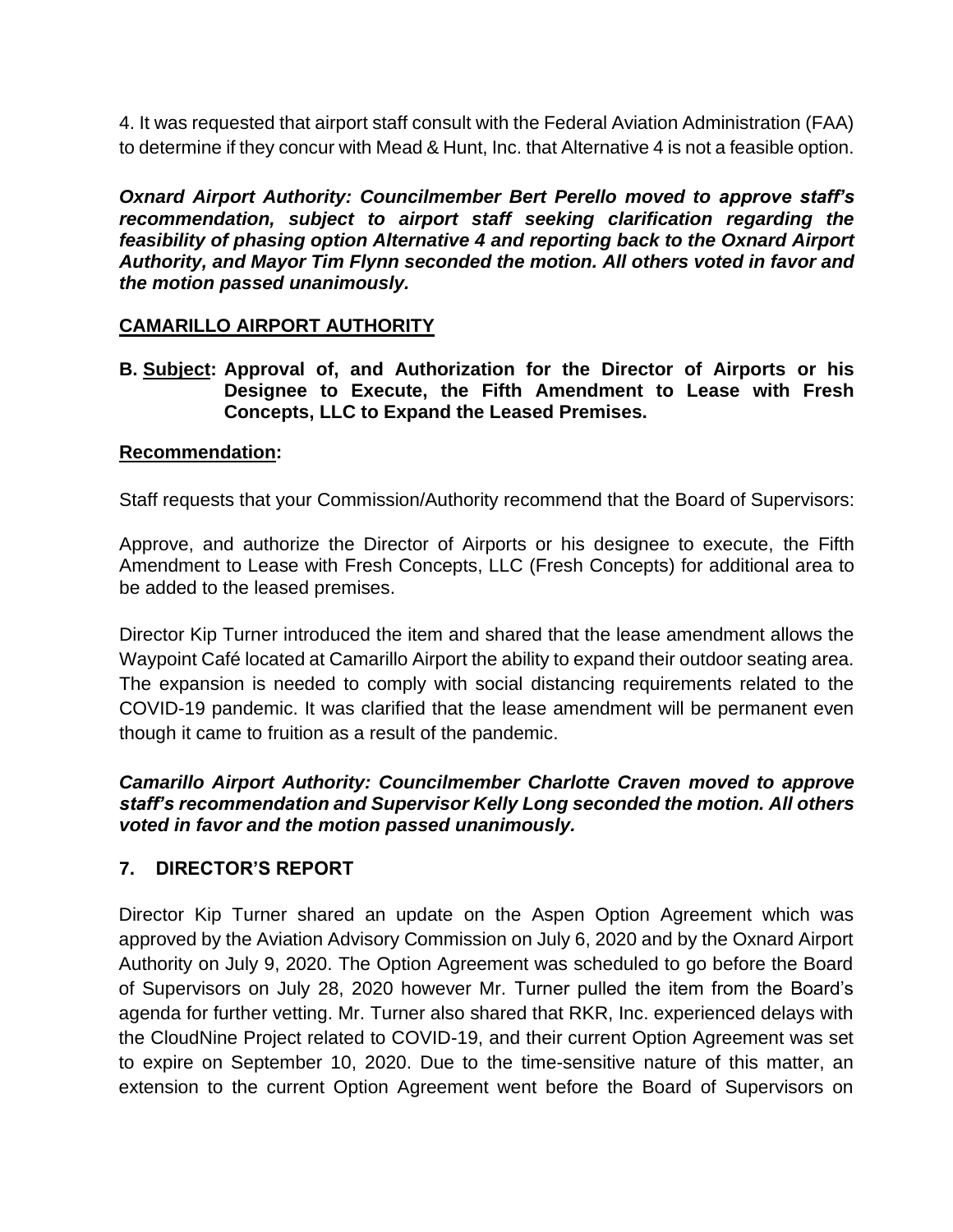4. It was requested that airport staff consult with the Federal Aviation Administration (FAA) to determine if they concur with Mead & Hunt, Inc. that Alternative 4 is not a feasible option.

***Oxnard Airport Authority: Councilmember Bert Perello moved to approve staff's recommendation, subject to airport staff seeking clarification regarding the feasibility of phasing option Alternative 4 and reporting back to the Oxnard Airport Authority, and Mayor Tim Flynn seconded the motion. All others voted in favor and the motion passed unanimously.***

## CAMARILLO AIRPORT AUTHORITY

**B. Subject: Approval of, and Authorization for the Director of Airports or his Designee to Execute, the Fifth Amendment to Lease with Fresh Concepts, LLC to Expand the Leased Premises.**

**Recommendation:**

Staff requests that your Commission/Authority recommend that the Board of Supervisors:

Approve, and authorize the Director of Airports or his designee to execute, the Fifth Amendment to Lease with Fresh Concepts, LLC (Fresh Concepts) for additional area to be added to the leased premises.

Director Kip Turner introduced the item and shared that the lease amendment allows the Waypoint Café located at Camarillo Airport the ability to expand their outdoor seating area. The expansion is needed to comply with social distancing requirements related to the COVID-19 pandemic. It was clarified that the lease amendment will be permanent even though it came to fruition as a result of the pandemic.

***Camarillo Airport Authority: Councilmember Charlotte Craven moved to approve staff's recommendation and Supervisor Kelly Long seconded the motion. All others voted in favor and the motion passed unanimously.***

## 7. DIRECTOR'S REPORT

Director Kip Turner shared an update on the Aspen Option Agreement which was approved by the Aviation Advisory Commission on July 6, 2020 and by the Oxnard Airport Authority on July 9, 2020. The Option Agreement was scheduled to go before the Board of Supervisors on July 28, 2020 however Mr. Turner pulled the item from the Board's agenda for further vetting. Mr. Turner also shared that RKR, Inc. experienced delays with the CloudNine Project related to COVID-19, and their current Option Agreement was set to expire on September 10, 2020. Due to the time-sensitive nature of this matter, an extension to the current Option Agreement went before the Board of Supervisors on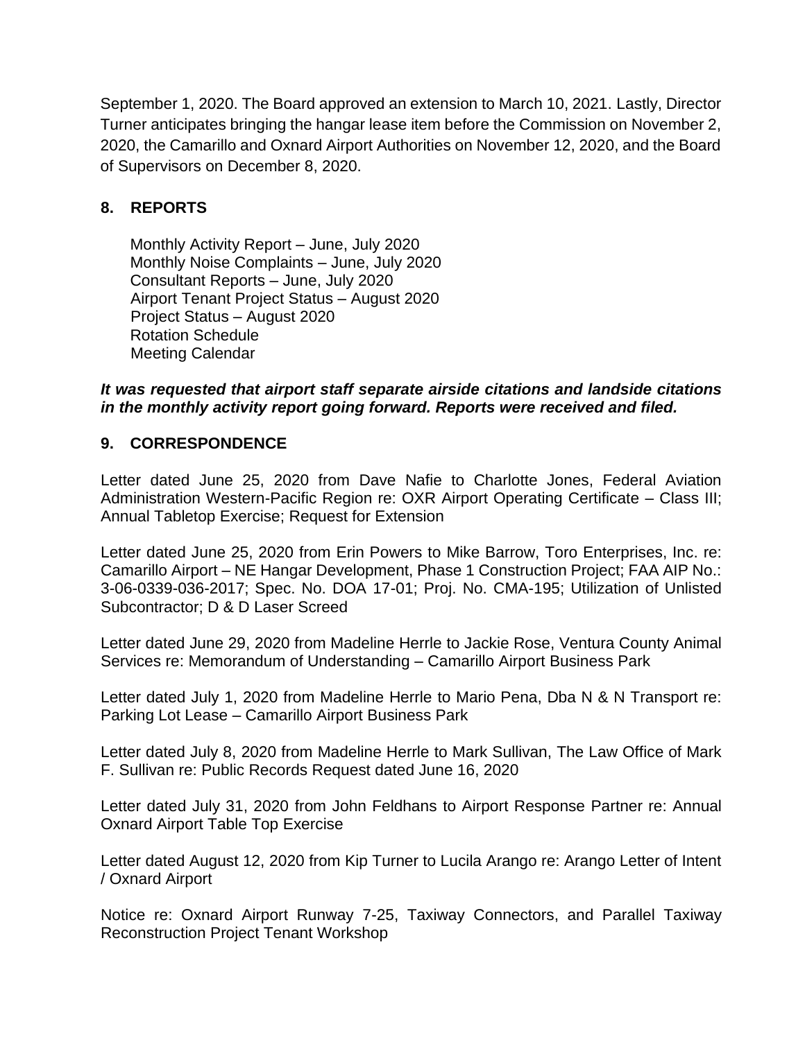September 1, 2020. The Board approved an extension to March 10, 2021. Lastly, Director Turner anticipates bringing the hangar lease item before the Commission on November 2, 2020, the Camarillo and Oxnard Airport Authorities on November 12, 2020, and the Board of Supervisors on December 8, 2020.

## 8. REPORTS

Monthly Activity Report – June, July 2020
Monthly Noise Complaints – June, July 2020
Consultant Reports – June, July 2020
Airport Tenant Project Status – August 2020
Project Status – August 2020
Rotation Schedule
Meeting Calendar

***It was requested that airport staff separate airside citations and landside citations in the monthly activity report going forward. Reports were received and filed.***

## 9. CORRESPONDENCE

Letter dated June 25, 2020 from Dave Nafie to Charlotte Jones, Federal Aviation Administration Western-Pacific Region re: OXR Airport Operating Certificate – Class III; Annual Tabletop Exercise; Request for Extension

Letter dated June 25, 2020 from Erin Powers to Mike Barrow, Toro Enterprises, Inc. re: Camarillo Airport – NE Hangar Development, Phase 1 Construction Project; FAA AIP No.: 3-06-0339-036-2017; Spec. No. DOA 17-01; Proj. No. CMA-195; Utilization of Unlisted Subcontractor; D & D Laser Screed

Letter dated June 29, 2020 from Madeline Herrle to Jackie Rose, Ventura County Animal Services re: Memorandum of Understanding – Camarillo Airport Business Park

Letter dated July 1, 2020 from Madeline Herrle to Mario Pena, Dba N & N Transport re: Parking Lot Lease – Camarillo Airport Business Park

Letter dated July 8, 2020 from Madeline Herrle to Mark Sullivan, The Law Office of Mark F. Sullivan re: Public Records Request dated June 16, 2020

Letter dated July 31, 2020 from John Feldhans to Airport Response Partner re: Annual Oxnard Airport Table Top Exercise

Letter dated August 12, 2020 from Kip Turner to Lucila Arango re: Arango Letter of Intent / Oxnard Airport

Notice re: Oxnard Airport Runway 7-25, Taxiway Connectors, and Parallel Taxiway Reconstruction Project Tenant Workshop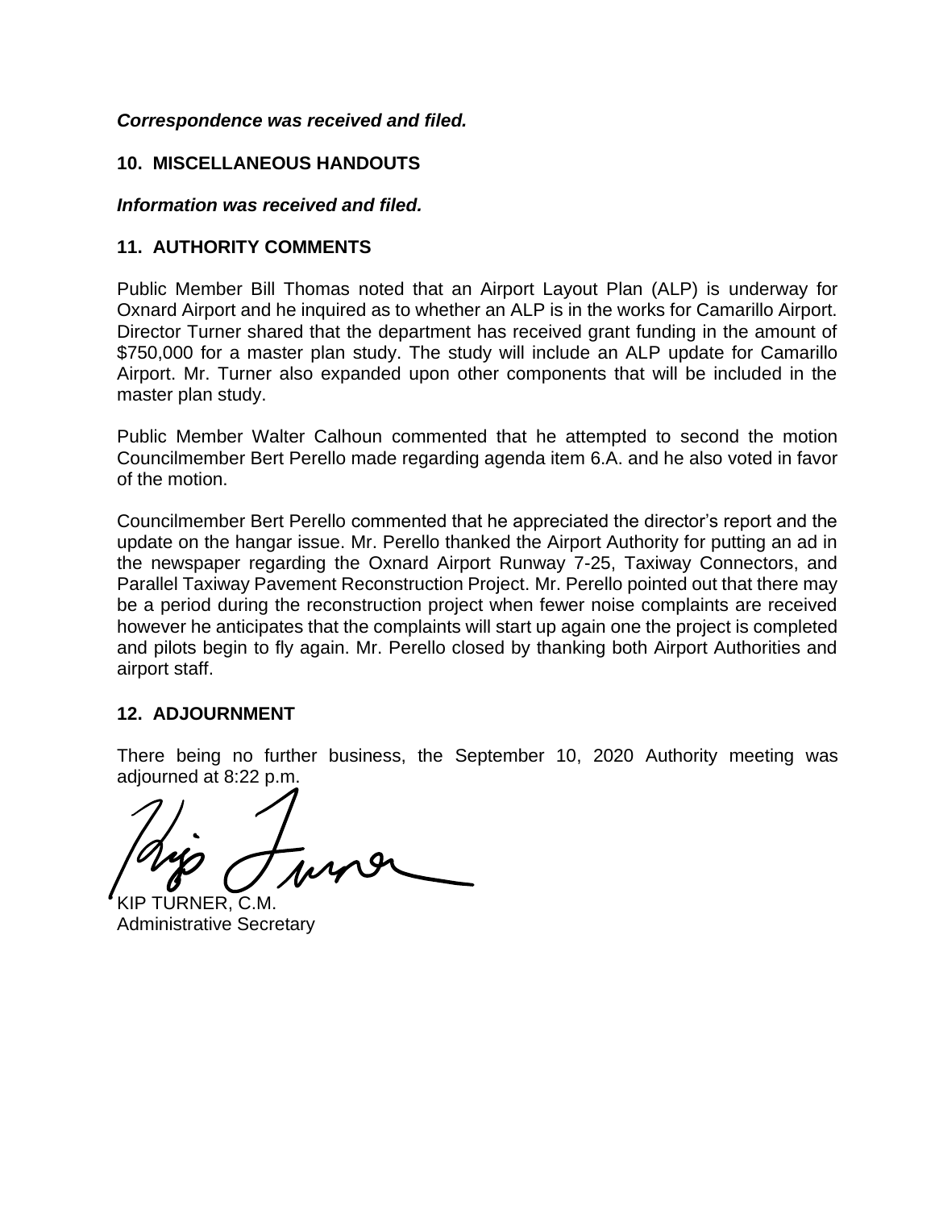***Correspondence was received and filed.***

## 10. MISCELLANEOUS HANDOUTS

***Information was received and filed.***

## 11. AUTHORITY COMMENTS

Public Member Bill Thomas noted that an Airport Layout Plan (ALP) is underway for Oxnard Airport and he inquired as to whether an ALP is in the works for Camarillo Airport. Director Turner shared that the department has received grant funding in the amount of $750,000 for a master plan study. The study will include an ALP update for Camarillo Airport. Mr. Turner also expanded upon other components that will be included in the master plan study.

Public Member Walter Calhoun commented that he attempted to second the motion Councilmember Bert Perello made regarding agenda item 6.A. and he also voted in favor of the motion.

Councilmember Bert Perello commented that he appreciated the director's report and the update on the hangar issue. Mr. Perello thanked the Airport Authority for putting an ad in the newspaper regarding the Oxnard Airport Runway 7-25, Taxiway Connectors, and Parallel Taxiway Pavement Reconstruction Project. Mr. Perello pointed out that there may be a period during the reconstruction project when fewer noise complaints are received however he anticipates that the complaints will start up again one the project is completed and pilots begin to fly again. Mr. Perello closed by thanking both Airport Authorities and airport staff.

## 12. ADJOURNMENT

There being no further business, the September 10, 2020 Authority meeting was adjourned at 8:22 p.m.

KIP TURNER, C.M.
Administrative Secretary